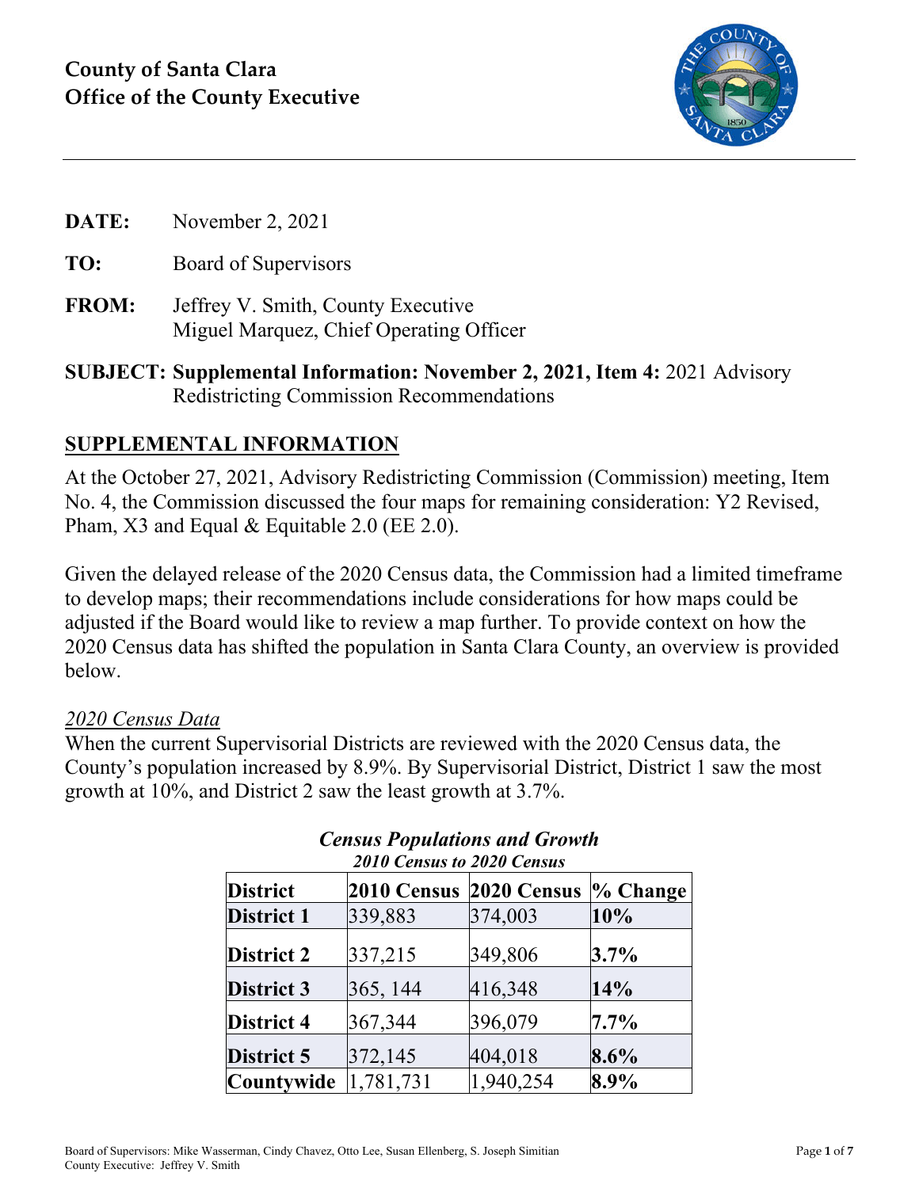# County of Santa Clara
# Office of the County Executive

**DATE:** November 2, 2021

**TO:** Board of Supervisors

**FROM:** Jeffrey V. Smith, County Executive
Miguel Marquez, Chief Operating Officer

**SUBJECT: Supplemental Information: November 2, 2021, Item 4:** 2021 Advisory Redistricting Commission Recommendations

## SUPPLEMENTAL INFORMATION

At the October 27, 2021, Advisory Redistricting Commission (Commission) meeting, Item No. 4, the Commission discussed the four maps for remaining consideration: Y2 Revised, Pham, X3 and Equal & Equitable 2.0 (EE 2.0).

Given the delayed release of the 2020 Census data, the Commission had a limited timeframe to develop maps; their recommendations include considerations for how maps could be adjusted if the Board would like to review a map further. To provide context on how the 2020 Census data has shifted the population in Santa Clara County, an overview is provided below.

*2020 Census Data*

When the current Supervisorial Districts are reviewed with the 2020 Census data, the County's population increased by 8.9%. By Supervisorial District, District 1 saw the most growth at 10%, and District 2 saw the least growth at 3.7%.

***Census Populations and Growth***
***2010 Census to 2020 Census***

| District | 2010 Census | 2020 Census | % Change |
|---|---|---|---|
| **District 1** | 339,883 | 374,003 | **10%** |
| **District 2** | 337,215 | 349,806 | **3.7%** |
| **District 3** | 365, 144 | 416,348 | **14%** |
| **District 4** | 367,344 | 396,079 | **7.7%** |
| **District 5** | 372,145 | 404,018 | **8.6%** |
| **Countywide** | 1,781,731 | 1,940,254 | **8.9%** |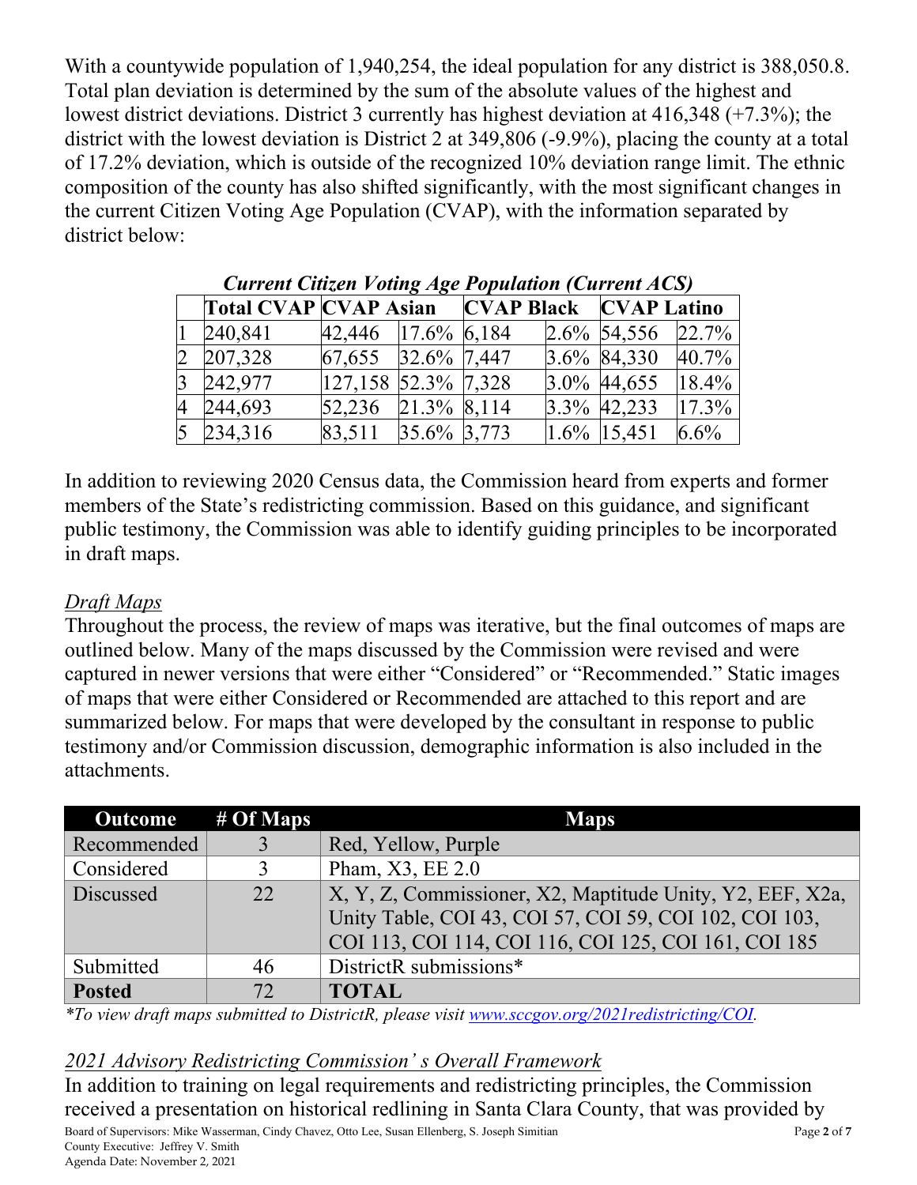With a countywide population of 1,940,254, the ideal population for any district is 388,050.8. Total plan deviation is determined by the sum of the absolute values of the highest and lowest district deviations. District 3 currently has highest deviation at 416,348 (+7.3%); the district with the lowest deviation is District 2 at 349,806 (-9.9%), placing the county at a total of 17.2% deviation, which is outside of the recognized 10% deviation range limit. The ethnic composition of the county has also shifted significantly, with the most significant changes in the current Citizen Voting Age Population (CVAP), with the information separated by district below:

***Current Citizen Voting Age Population (Current ACS)***

| | Total CVAP | CVAP Asian | | CVAP Black | | CVAP Latino | |
|---|---|---|---|---|---|---|---|
| 1 | 240,841 | 42,446 | 17.6% | 6,184 | 2.6% | 54,556 | 22.7% |
| 2 | 207,328 | 67,655 | 32.6% | 7,447 | 3.6% | 84,330 | 40.7% |
| 3 | 242,977 | 127,158 | 52.3% | 7,328 | 3.0% | 44,655 | 18.4% |
| 4 | 244,693 | 52,236 | 21.3% | 8,114 | 3.3% | 42,233 | 17.3% |
| 5 | 234,316 | 83,511 | 35.6% | 3,773 | 1.6% | 15,451 | 6.6% |

In addition to reviewing 2020 Census data, the Commission heard from experts and former members of the State's redistricting commission. Based on this guidance, and significant public testimony, the Commission was able to identify guiding principles to be incorporated in draft maps.

*Draft Maps*

Throughout the process, the review of maps was iterative, but the final outcomes of maps are outlined below. Many of the maps discussed by the Commission were revised and were captured in newer versions that were either "Considered" or "Recommended." Static images of maps that were either Considered or Recommended are attached to this report and are summarized below. For maps that were developed by the consultant in response to public testimony and/or Commission discussion, demographic information is also included in the attachments.

| Outcome | # Of Maps | Maps |
|---|---|---|
| Recommended | 3 | Red, Yellow, Purple |
| Considered | 3 | Pham, X3, EE 2.0 |
| Discussed | 22 | X, Y, Z, Commissioner, X2, Maptitude Unity, Y2, EEF, X2a, Unity Table, COI 43, COI 57, COI 59, COI 102, COI 103, COI 113, COI 114, COI 116, COI 125, COI 161, COI 185 |
| Submitted | 46 | DistrictR submissions* |
| **Posted** | 72 | **TOTAL** |

*\*To view draft maps submitted to DistrictR, please visit www.sccgov.org/2021redistricting/COI.*

*2021 Advisory Redistricting Commission' s Overall Framework*

In addition to training on legal requirements and redistricting principles, the Commission received a presentation on historical redlining in Santa Clara County, that was provided by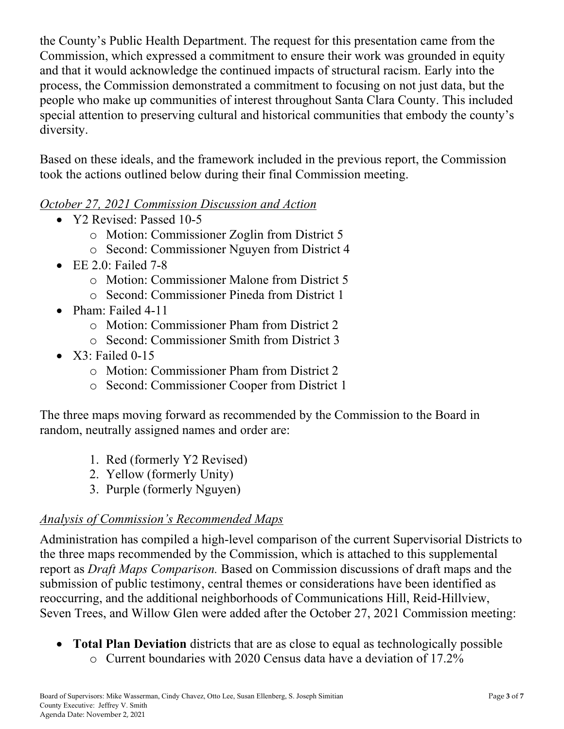the County's Public Health Department. The request for this presentation came from the Commission, which expressed a commitment to ensure their work was grounded in equity and that it would acknowledge the continued impacts of structural racism. Early into the process, the Commission demonstrated a commitment to focusing on not just data, but the people who make up communities of interest throughout Santa Clara County. This included special attention to preserving cultural and historical communities that embody the county's diversity.

Based on these ideals, and the framework included in the previous report, the Commission took the actions outlined below during their final Commission meeting.

*October 27, 2021 Commission Discussion and Action*

- Y2 Revised: Passed 10-5
  - Motion: Commissioner Zoglin from District 5
  - Second: Commissioner Nguyen from District 4
- EE 2.0: Failed 7-8
  - Motion: Commissioner Malone from District 5
  - Second: Commissioner Pineda from District 1
- Pham: Failed 4-11
  - Motion: Commissioner Pham from District 2
  - Second: Commissioner Smith from District 3
- X3: Failed 0-15
  - Motion: Commissioner Pham from District 2
  - Second: Commissioner Cooper from District 1

The three maps moving forward as recommended by the Commission to the Board in random, neutrally assigned names and order are:

1. Red (formerly Y2 Revised)
2. Yellow (formerly Unity)
3. Purple (formerly Nguyen)

*Analysis of Commission's Recommended Maps*

Administration has compiled a high-level comparison of the current Supervisorial Districts to the three maps recommended by the Commission, which is attached to this supplemental report as *Draft Maps Comparison.* Based on Commission discussions of draft maps and the submission of public testimony, central themes or considerations have been identified as reoccurring, and the additional neighborhoods of Communications Hill, Reid-Hillview, Seven Trees, and Willow Glen were added after the October 27, 2021 Commission meeting:

- **Total Plan Deviation** districts that are as close to equal as technologically possible
  - Current boundaries with 2020 Census data have a deviation of 17.2%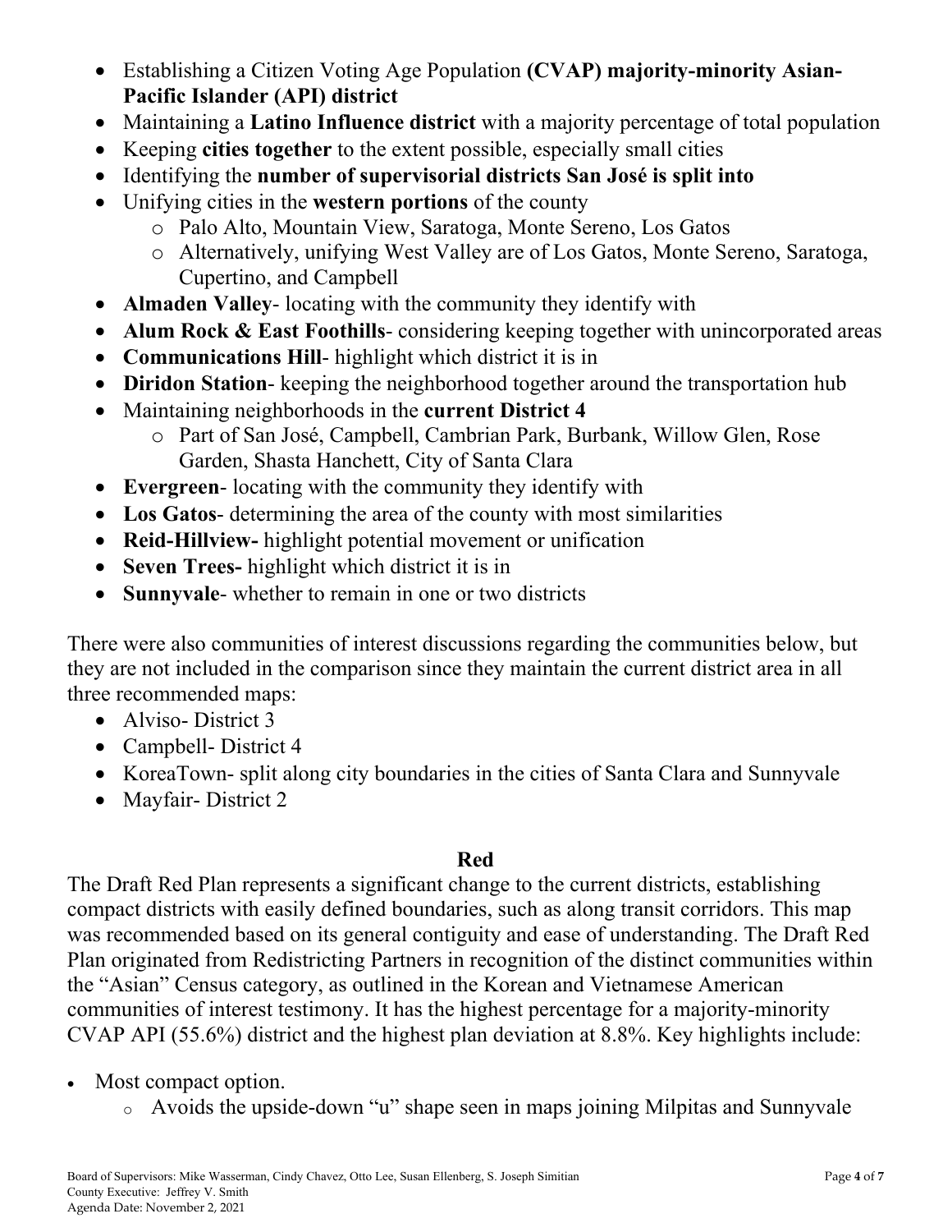- Establishing a Citizen Voting Age Population **(CVAP) majority-minority Asian-Pacific Islander (API) district**
- Maintaining a **Latino Influence district** with a majority percentage of total population
- Keeping **cities together** to the extent possible, especially small cities
- Identifying the **number of supervisorial districts San José is split into**
- Unifying cities in the **western portions** of the county
  - Palo Alto, Mountain View, Saratoga, Monte Sereno, Los Gatos
  - Alternatively, unifying West Valley are of Los Gatos, Monte Sereno, Saratoga, Cupertino, and Campbell
- **Almaden Valley**- locating with the community they identify with
- **Alum Rock & East Foothills**- considering keeping together with unincorporated areas
- **Communications Hill**- highlight which district it is in
- **Diridon Station**- keeping the neighborhood together around the transportation hub
- Maintaining neighborhoods in the **current District 4**
  - Part of San José, Campbell, Cambrian Park, Burbank, Willow Glen, Rose Garden, Shasta Hanchett, City of Santa Clara
- **Evergreen**- locating with the community they identify with
- **Los Gatos**- determining the area of the county with most similarities
- **Reid-Hillview-** highlight potential movement or unification
- **Seven Trees-** highlight which district it is in
- **Sunnyvale**- whether to remain in one or two districts

There were also communities of interest discussions regarding the communities below, but they are not included in the comparison since they maintain the current district area in all three recommended maps:

- Alviso- District 3
- Campbell- District 4
- KoreaTown- split along city boundaries in the cities of Santa Clara and Sunnyvale
- Mayfair- District 2

## Red

The Draft Red Plan represents a significant change to the current districts, establishing compact districts with easily defined boundaries, such as along transit corridors. This map was recommended based on its general contiguity and ease of understanding. The Draft Red Plan originated from Redistricting Partners in recognition of the distinct communities within the "Asian" Census category, as outlined in the Korean and Vietnamese American communities of interest testimony. It has the highest percentage for a majority-minority CVAP API (55.6%) district and the highest plan deviation at 8.8%. Key highlights include:

- Most compact option.
  - Avoids the upside-down "u" shape seen in maps joining Milpitas and Sunnyvale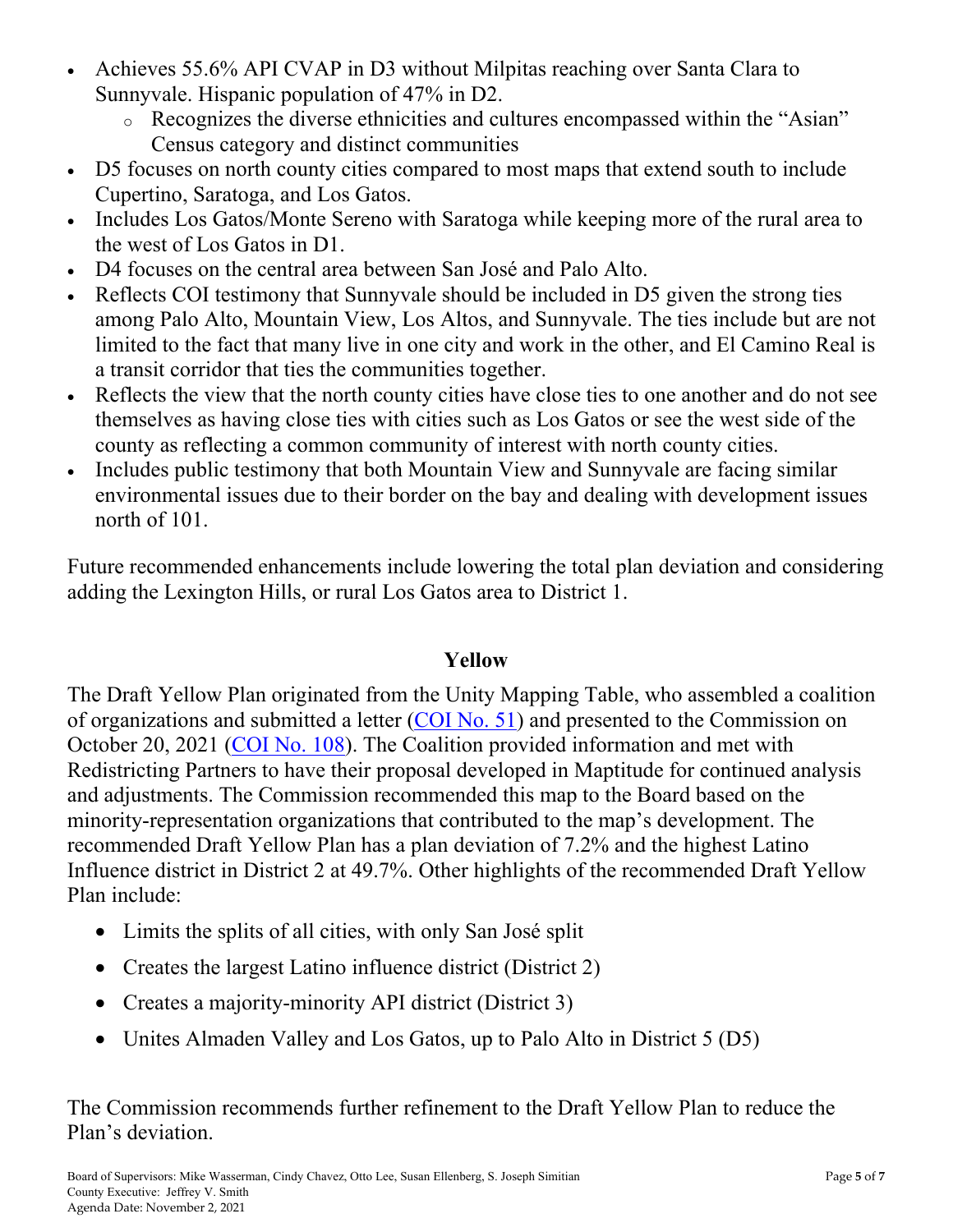- Achieves 55.6% API CVAP in D3 without Milpitas reaching over Santa Clara to Sunnyvale. Hispanic population of 47% in D2.
  - Recognizes the diverse ethnicities and cultures encompassed within the "Asian" Census category and distinct communities
- D5 focuses on north county cities compared to most maps that extend south to include Cupertino, Saratoga, and Los Gatos.
- Includes Los Gatos/Monte Sereno with Saratoga while keeping more of the rural area to the west of Los Gatos in D1.
- D4 focuses on the central area between San José and Palo Alto.
- Reflects COI testimony that Sunnyvale should be included in D5 given the strong ties among Palo Alto, Mountain View, Los Altos, and Sunnyvale. The ties include but are not limited to the fact that many live in one city and work in the other, and El Camino Real is a transit corridor that ties the communities together.
- Reflects the view that the north county cities have close ties to one another and do not see themselves as having close ties with cities such as Los Gatos or see the west side of the county as reflecting a common community of interest with north county cities.
- Includes public testimony that both Mountain View and Sunnyvale are facing similar environmental issues due to their border on the bay and dealing with development issues north of 101.

Future recommended enhancements include lowering the total plan deviation and considering adding the Lexington Hills, or rural Los Gatos area to District 1.

## Yellow

The Draft Yellow Plan originated from the Unity Mapping Table, who assembled a coalition of organizations and submitted a letter (COI No. 51) and presented to the Commission on October 20, 2021 (COI No. 108). The Coalition provided information and met with Redistricting Partners to have their proposal developed in Maptitude for continued analysis and adjustments. The Commission recommended this map to the Board based on the minority-representation organizations that contributed to the map's development. The recommended Draft Yellow Plan has a plan deviation of 7.2% and the highest Latino Influence district in District 2 at 49.7%. Other highlights of the recommended Draft Yellow Plan include:

- Limits the splits of all cities, with only San José split
- Creates the largest Latino influence district (District 2)
- Creates a majority-minority API district (District 3)
- Unites Almaden Valley and Los Gatos, up to Palo Alto in District 5 (D5)

The Commission recommends further refinement to the Draft Yellow Plan to reduce the Plan's deviation.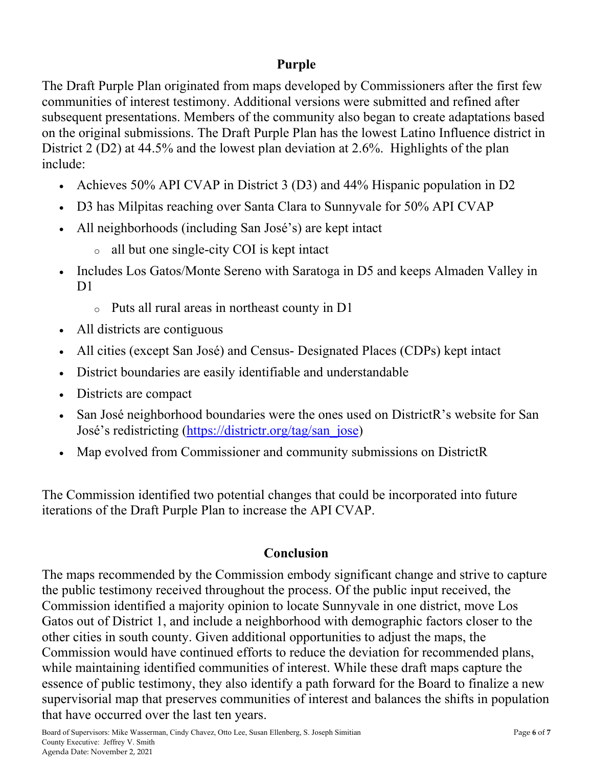## Purple

The Draft Purple Plan originated from maps developed by Commissioners after the first few communities of interest testimony. Additional versions were submitted and refined after subsequent presentations. Members of the community also began to create adaptations based on the original submissions. The Draft Purple Plan has the lowest Latino Influence district in District 2 (D2) at 44.5% and the lowest plan deviation at 2.6%. Highlights of the plan include:

- Achieves 50% API CVAP in District 3 (D3) and 44% Hispanic population in D2
- D3 has Milpitas reaching over Santa Clara to Sunnyvale for 50% API CVAP
- All neighborhoods (including San José's) are kept intact
  - all but one single-city COI is kept intact
- Includes Los Gatos/Monte Sereno with Saratoga in D5 and keeps Almaden Valley in D1
  - Puts all rural areas in northeast county in D1
- All districts are contiguous
- All cities (except San José) and Census- Designated Places (CDPs) kept intact
- District boundaries are easily identifiable and understandable
- Districts are compact
- San José neighborhood boundaries were the ones used on DistrictR's website for San José's redistricting (https://districtr.org/tag/san_jose)
- Map evolved from Commissioner and community submissions on DistrictR

The Commission identified two potential changes that could be incorporated into future iterations of the Draft Purple Plan to increase the API CVAP.

## Conclusion

The maps recommended by the Commission embody significant change and strive to capture the public testimony received throughout the process. Of the public input received, the Commission identified a majority opinion to locate Sunnyvale in one district, move Los Gatos out of District 1, and include a neighborhood with demographic factors closer to the other cities in south county. Given additional opportunities to adjust the maps, the Commission would have continued efforts to reduce the deviation for recommended plans, while maintaining identified communities of interest. While these draft maps capture the essence of public testimony, they also identify a path forward for the Board to finalize a new supervisorial map that preserves communities of interest and balances the shifts in population that have occurred over the last ten years.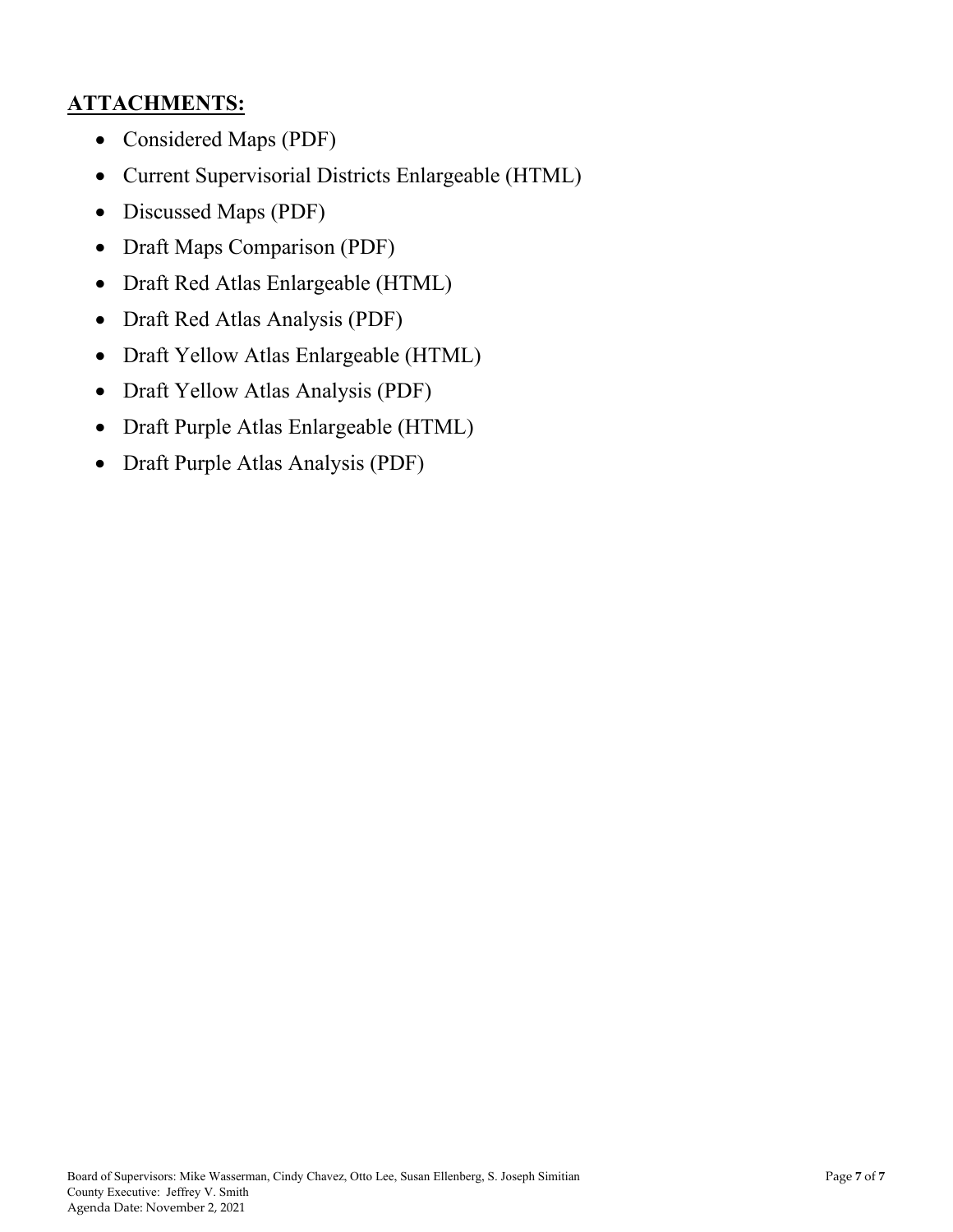**ATTACHMENTS:**

- Considered Maps (PDF)
- Current Supervisorial Districts Enlargeable (HTML)
- Discussed Maps (PDF)
- Draft Maps Comparison (PDF)
- Draft Red Atlas Enlargeable (HTML)
- Draft Red Atlas Analysis (PDF)
- Draft Yellow Atlas Enlargeable (HTML)
- Draft Yellow Atlas Analysis (PDF)
- Draft Purple Atlas Enlargeable (HTML)
- Draft Purple Atlas Analysis (PDF)